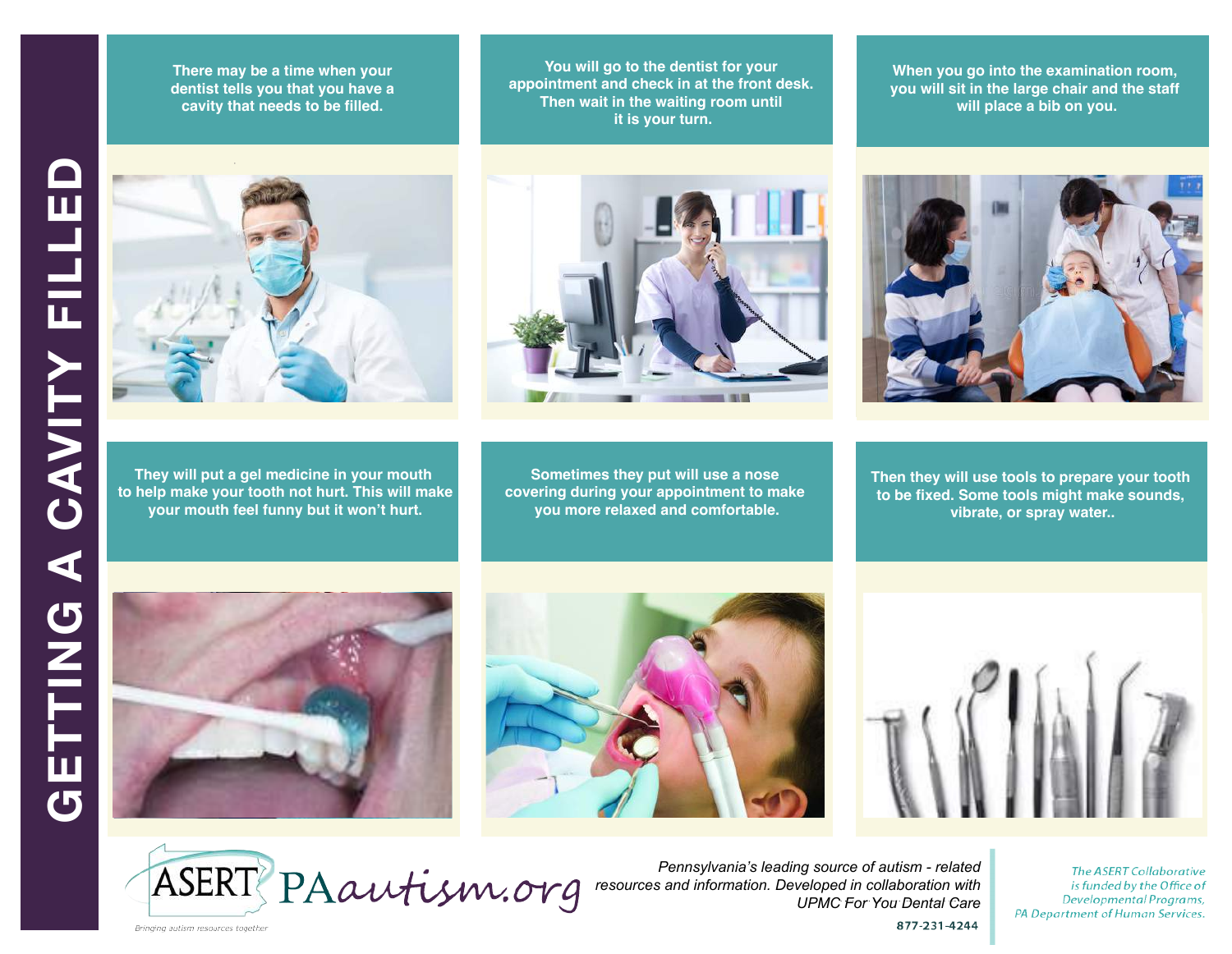# GETTING A CAVITY FILLED

There may be a time when your dentist tells you that you have a cavity that needs to be filled.

You will go to the dentist for your appointment and check in at the front desk. Then wait in the waiting room until it is your turn.

When you go into the examination room, you will sit in the large chair and the staff will place a bib on you.

They will put a gel medicine in your mouth to help make your tooth not hurt. This will make your mouth feel funny but it won't hurt.

Sometimes they put will use a nose covering during your appointment to make you more relaxed and comfortable.

Then they will use tools to prepare your tooth to be fixed. Some tools might make sounds, vibrate, or spray water..

ASERT PAautism.org

Bringing autism resources together

*Pennsylvania's leading source of autism - related resources and information. Developed in collaboration with UPMC For You Dental Care*

877-231-4244

*The ASERT Collaborative is funded by the Office of Developmental Programs, PA Department of Human Services.*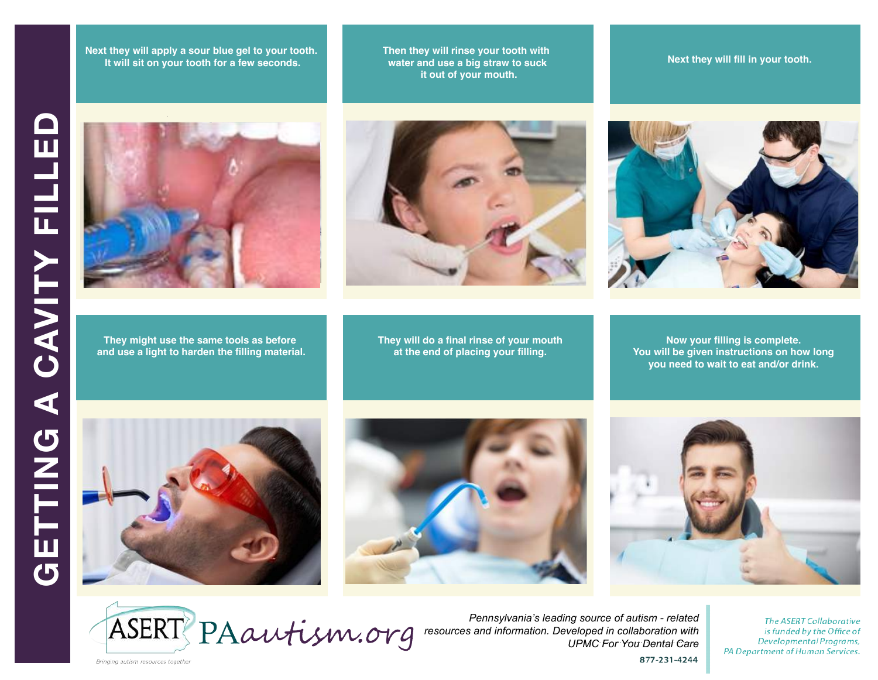# GETTING A CAVITY FILLED

**Next they will apply a sour blue gel to your tooth. It will sit on your tooth for a few seconds.**

**Then they will rinse your tooth with water and use a big straw to suck it out of your mouth.**

**Next they will fill in your tooth.**

**They might use the same tools as before and use a light to harden the filling material.**

**They will do a final rinse of your mouth at the end of placing your filling.**

**Now your filling is complete. You will be given instructions on how long you need to wait to eat and/or drink.**

ASERT PAautism.org

Bringing autism resources together

*Pennsylvania's leading source of autism - related resources and information. Developed in collaboration with UPMC For You Dental Care*

877-231-4244

*The ASERT Collaborative is funded by the Office of Developmental Programs, PA Department of Human Services.*